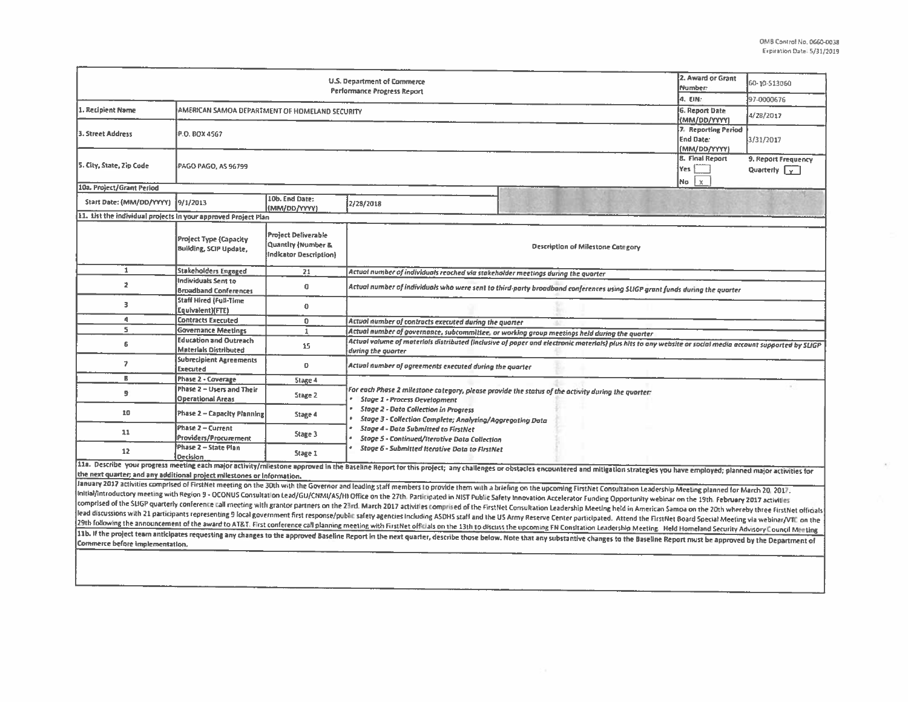OMB Control No. 0660-0038
Expiration Date: 5/31/2019

| U.S. Department of Commerce Performance Progress Report | | | | 2. Award or Grant Number: | 60-10-S13060 |
|---|---|---|---|---|---|
| | | | | 4. EIN: | 97-0000676 |
| 1. Recipient Name | AMERICAN SAMOA DEPARTMENT OF HOMELAND SECURITY | | | 6. Report Date (MM/DD/YYYY) | 4/28/2017 |
| 3. Street Address | P.O. BOX 4567 | | | 7. Reporting Period End Date: (MM/DD/YYYY) | 3/31/2017 |
| 5. City, State, Zip Code | PAGO PAGO, AS 96799 | | | 8. Final Report Yes [ ] No [x] | 9. Report Frequency Quarterly [x] |
| 10a. Project/Grant Period | | | | | |
| Start Date: (MM/DD/YYYY) | 9/1/2013 | 10b. End Date: (MM/DD/YYYY) | 2/28/2018 | | |

**11. List the individual projects in your approved Project Plan**

| | Project Type (Capacity Building, SCIP Update, | Project Deliverable Quantity (Number & Indicator Description) | Description of Milestone Category |
|---|---|---|---|
| 1 | Stakeholders Engaged | 21 | *Actual number of individuals reached via stakeholder meetings during the quarter* |
| 2 | Individuals Sent to Broadband Conferences | 0 | *Actual number of individuals who were sent to third-party broadband conferences using SLIGP grant funds during the quarter* |
| 3 | Staff Hired (Full-Time Equivalent)(FTE) | 0 | |
| 4 | Contracts Executed | 0 | *Actual number of contracts executed during the quarter* |
| 5 | Governance Meetings | 1 | *Actual number of governance, subcommittee, or working group meetings held during the quarter* |
| 6 | Education and Outreach Materials Distributed | 15 | *Actual volume of materials distributed (inclusive of paper and electronic materials) plus hits to any website or social media account supported by SLIGP during the quarter* |
| 7 | Subrecipient Agreements Executed | 0 | *Actual number of agreements executed during the quarter* |
| 8 | Phase 2 - Coverage | Stage 4 | *For each Phase 2 milestone category, please provide the status of the activity during the quarter:* <br>• *Stage 1 - Process Development* <br>• *Stage 2 - Data Collection in Progress* <br>• *Stage 3 - Collection Complete; Analyzing/Aggregating Data* <br>• *Stage 4 - Data Submitted to FirstNet* <br>• *Stage 5 - Continued/Iterative Data Collection* <br>• *Stage 6 - Submitted Iterative Data to FirstNet* |
| 9 | Phase 2 – Users and Their Operational Areas | Stage 2 | |
| 10 | Phase 2 – Capacity Planning | Stage 4 | |
| 11 | Phase 2 – Current Providers/Procurement | Stage 3 | |
| 12 | Phase 2 – State Plan Decision | Stage 1 | |

**11a. Describe your progress meeting each major activity/milestone approved in the Baseline Report for this project; any challenges or obstacles encountered and mitigation strategies you have employed; planned major activities for the next quarter; and any additional project milestones or information.**

January 2017 activities comprised of FirstNet meeting on the 30th with the Governor and leading staff members to provide them with a briefing on the upcoming FirstNet Consultation Leadership Meeting planned for March 20, 2017. Initial/introductory meeting with Region 9 - OCONUS Consultation Lead/GU/CNMI/AS/HI Office on the 27th. Participated in NIST Public Safety Innovation Accelerator Funding Opportunity webinar on the 19th. February 2017 activities comprised of the SLIGP quarterly conference call meeting with grantor partners on the 23rd. March 2017 activities comprised of the FirstNet Consultation Leadership Meeting held in American Samoa on the 20th whereby three FirstNet officials lead discussions with 21 participants representing 9 local government first response/public safety agencies including ASDHS staff and the US Army Reserve Center participated. Attend the FirstNet Board Special Meeting via webinar/VTC on the 29th following the announcement of the award to AT&T. First conference call planning meeting with FirstNet officials on the 13th to discuss the upcoming FN Constitation Leadership Meeting. Held Homeland Security Advisory Council Meeting

**11b. If the project team anticipates requesting any changes to the approved Baseline Report in the next quarter, describe those below. Note that any substantive changes to the Baseline Report must be approved by the Department of Commerce before implementation.**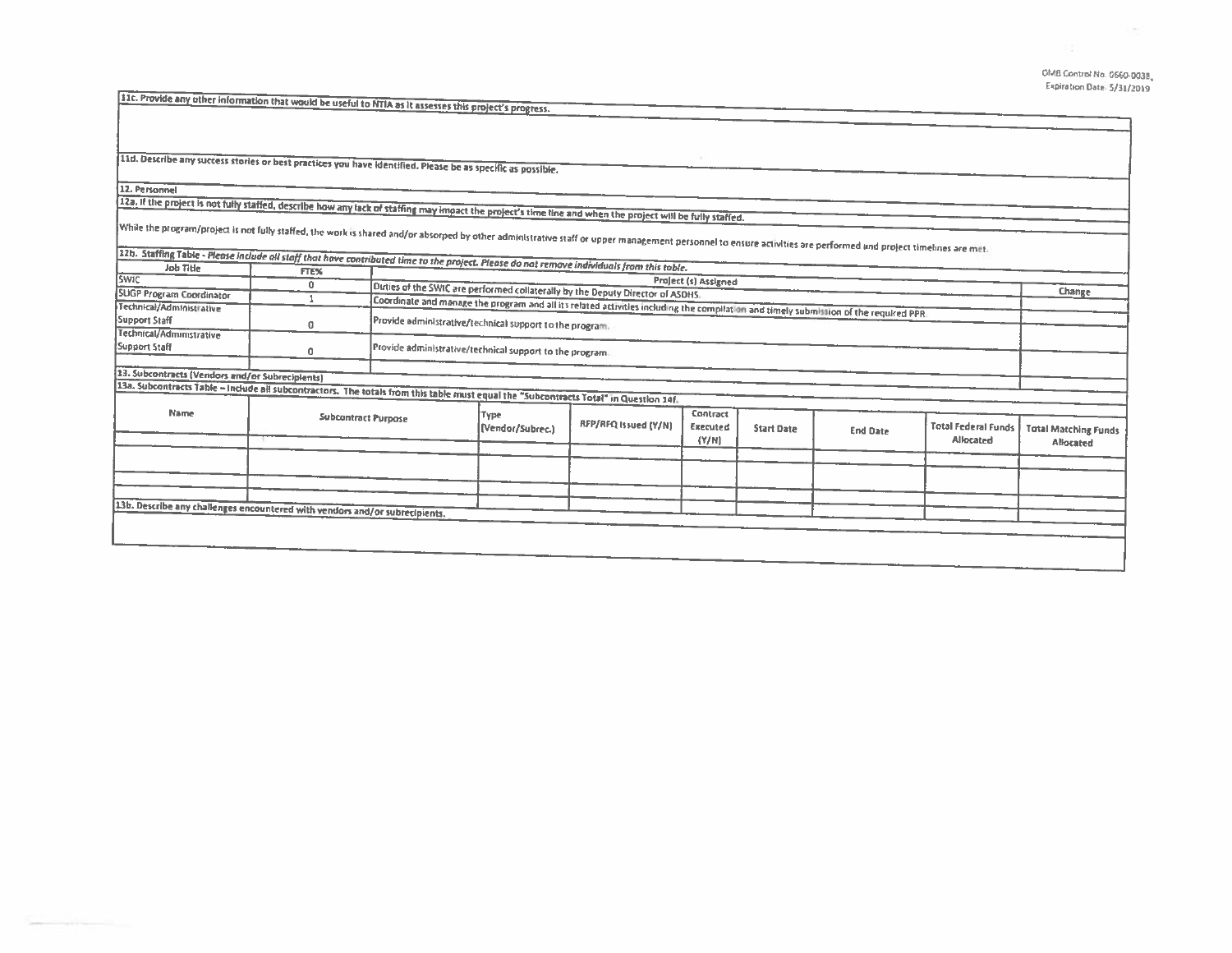OMB Control No. 0660-0038, Expiration Date: 5/31/2019

**11c. Provide any other information that would be useful to NTIA as it assesses this project's progress.**

**11d. Describe any success stories or best practices you have identified. Please be as specific as possible.**

**12. Personnel**

**12a. If the project is not fully staffed, describe how any lack of staffing may impact the project's time line and when the project will be fully staffed.**

While the program/project is not fully staffed, the work is shared and/or absorbed by other administrative staff or upper management personnel to ensure activities are performed and project timelines are met.

**12b. Staffing Table -** ***Please include all staff that have contributed time to the project. Please do not remove individuals from this table.***

| Job Title | FTE% | Project (s) Assigned | Change |
|---|---|---|---|
| SWIC | 0 | Duties of the SWIC are performed collaterally by the Deputy Director of ASDHS. | |
| SLIGP Program Coordinator | 1 | Coordinate and manage the program and all its related activities including the compilation and timely submission of the required PPR. | |
| Technical/Administrative Support Staff | 0 | Provide administrative/technical support to the program. | |
| Technical/Administrative Support Staff | 0 | Provide administrative/technical support to the program. | |

**13. Subcontracts (Vendors and/or Subrecipients)**

**13a. Subcontracts Table – Include all subcontractors. The totals from this table must equal the "Subcontracts Total" in Question 14f.**

| Name | Subcontract Purpose | Type (Vendor/Subrec.) | RFP/RFQ Issued (Y/N) | Contract Executed (Y/N) | Start Date | End Date | Total Federal Funds Allocated | Total Matching Funds Allocated |
|---|---|---|---|---|---|---|---|---|
| | | | | | | | | |
| | | | | | | | | |
| | | | | | | | | |

**13b. Describe any challenges encountered with vendors and/or subrecipients.**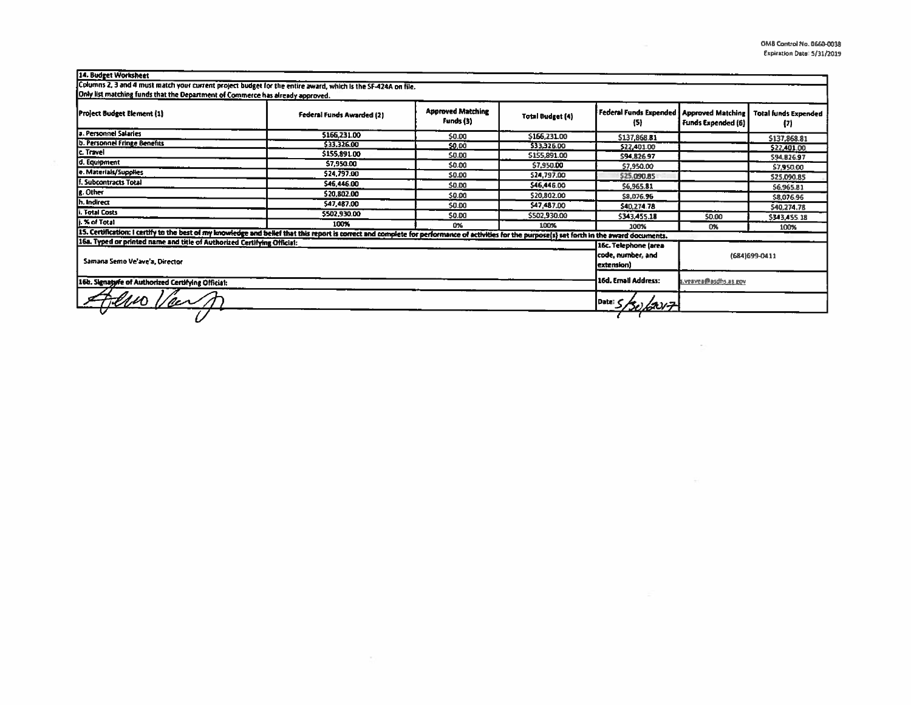OMB Control No. 0660-0038
Expiration Date: 5/31/2019

**14. Budget Worksheet**

Columns 2, 3 and 4 must match your current project budget for the entire award, which is the SF-424A on file.
Only list matching funds that the Department of Commerce has already approved.

| Project Budget Element (1) | Federal Funds Awarded (2) | Approved Matching Funds (3) | Total Budget (4) | Federal Funds Expended (5) | Approved Matching Funds Expended (6) | Total funds Expended (7) |
|---|---|---|---|---|---|---|
| a. Personnel Salaries | $166,231.00 | $0.00 | $166,231.00 | $137,868.81 | | $137,868.81 |
| b. Personnel Fringe Benefits | $33,326.00 | $0.00 | $33,326.00 | $22,401.00 | | $22,401.00 |
| c. Travel | $155,891.00 | $0.00 | $155,891.00 | $94,826.97 | | $94,826.97 |
| d. Equipment | $7,950.00 | $0.00 | $7,950.00 | $7,950.00 | | $7,950.00 |
| e. Materials/Supplies | $24,797.00 | $0.00 | $24,797.00 | $25,090.85 | | $25,090.85 |
| f. Subcontracts Total | $46,446.00 | $0.00 | $46,446.00 | $6,965.81 | | $6,965.81 |
| g. Other | $20,802.00 | $0.00 | $20,802.00 | $8,076.96 | | $8,076.96 |
| h. Indirect | $47,487.00 | $0.00 | $47,487.00 | $40,274.78 | | $40,274.78 |
| i. Total Costs | $502,930.00 | $0.00 | $502,930.00 | $343,455.18 | $0.00 | $343,455.18 |
| j. % of Total | 100% | 0% | 100% | 100% | 0% | 100% |

**15. Certification:** I certify to the best of my knowledge and belief that this report is correct and complete for performance of activities for the purpose(s) set forth in the award documents.

| | | |
|---|---|---|
| **16a. Typed or printed name and title of Authorized Certifying Official:** Samana Semo Ve'ave'a, Director | 16c. Telephone (area code, number, and extension) | (684)699-0411 |
| **16b. Signature of Authorized Certifying Official:** | 16d. Email Address: | s.veavea@asdhs.as.gov |
| | Date: 5/30/2017 | |